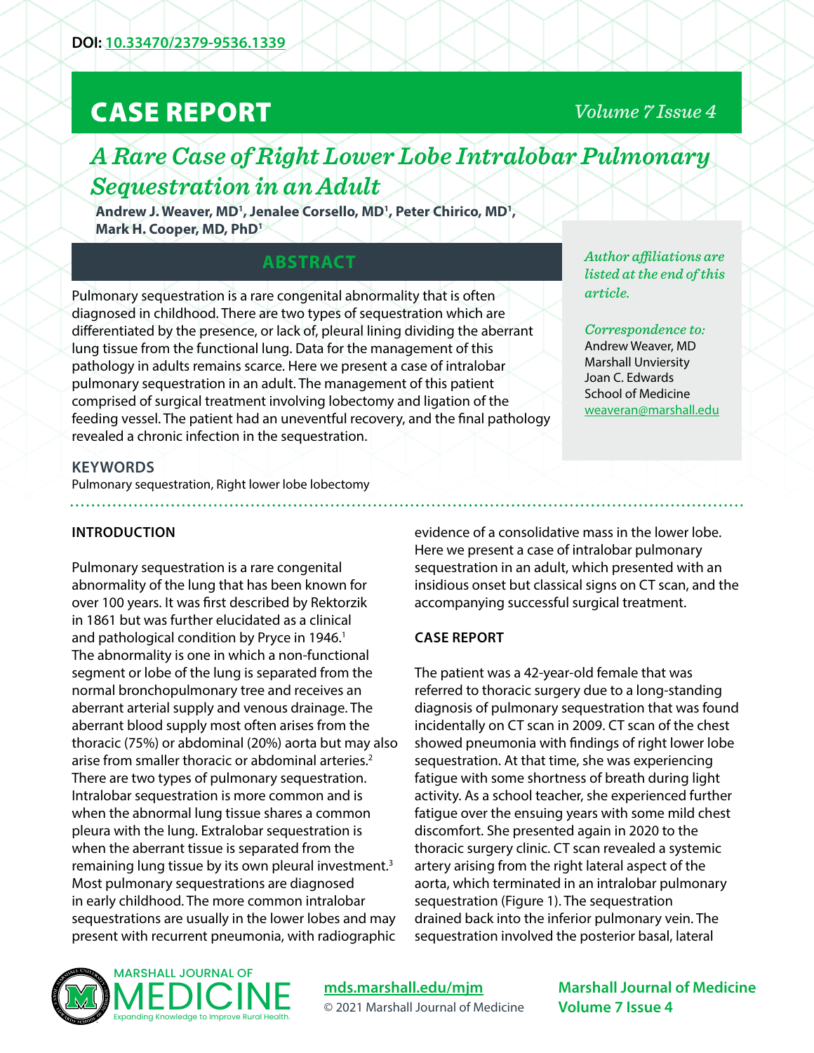DOI: [10.33470/2379-9536.1339](https://doi.org/10.33470/2379-9536.1339)

# CASE REPORT

# *A Rare Case of Right Lower Lobe Intralobar Pulmonary Sequestration in an Adult*

**Andrew J. Weaver, MD[1], Jenalee Corsello, MD[1], Peter Chirico, MD[1], Mark H. Cooper, MD, PhD[1]**

*Author affiliations are listed at the end of this article.*

*Correspondence to:*
Andrew Weaver, MD
Marshall Unviersity
Joan C. Edwards
School of Medicine
weaveran@marshall.edu

## ABSTRACT

Pulmonary sequestration is a rare congenital abnormality that is often diagnosed in childhood. There are two types of sequestration which are differentiated by the presence, or lack of, pleural lining dividing the aberrant lung tissue from the functional lung. Data for the management of this pathology in adults remains scarce. Here we present a case of intralobar pulmonary sequestration in an adult. The management of this patient comprised of surgical treatment involving lobectomy and ligation of the feeding vessel. The patient had an uneventful recovery, and the final pathology revealed a chronic infection in the sequestration.

### KEYWORDS

Pulmonary sequestration, Right lower lobe lobectomy

## INTRODUCTION

Pulmonary sequestration is a rare congenital abnormality of the lung that has been known for over 100 years. It was first described by Rektorzik in 1861 but was further elucidated as a clinical and pathological condition by Pryce in 1946.[1] The abnormality is one in which a non-functional segment or lobe of the lung is separated from the normal bronchopulmonary tree and receives an aberrant arterial supply and venous drainage. The aberrant blood supply most often arises from the thoracic (75%) or abdominal (20%) aorta but may also arise from smaller thoracic or abdominal arteries.[2] There are two types of pulmonary sequestration. Intralobar sequestration is more common and is when the abnormal lung tissue shares a common pleura with the lung. Extralobar sequestration is when the aberrant tissue is separated from the remaining lung tissue by its own pleural investment.[3] Most pulmonary sequestrations are diagnosed in early childhood. The more common intralobar sequestrations are usually in the lower lobes and may present with recurrent pneumonia, with radiographic evidence of a consolidative mass in the lower lobe. Here we present a case of intralobar pulmonary sequestration in an adult, which presented with an insidious onset but classical signs on CT scan, and the accompanying successful surgical treatment.

## CASE REPORT

The patient was a 42-year-old female that was referred to thoracic surgery due to a long-standing diagnosis of pulmonary sequestration that was found incidentally on CT scan in 2009. CT scan of the chest showed pneumonia with findings of right lower lobe sequestration. At that time, she was experiencing fatigue with some shortness of breath during light activity. As a school teacher, she experienced further fatigue over the ensuing years with some mild chest discomfort. She presented again in 2020 to the thoracic surgery clinic. CT scan revealed a systemic artery arising from the right lateral aspect of the aorta, which terminated in an intralobar pulmonary sequestration (Figure 1). The sequestration drained back into the inferior pulmonary vein. The sequestration involved the posterior basal, lateral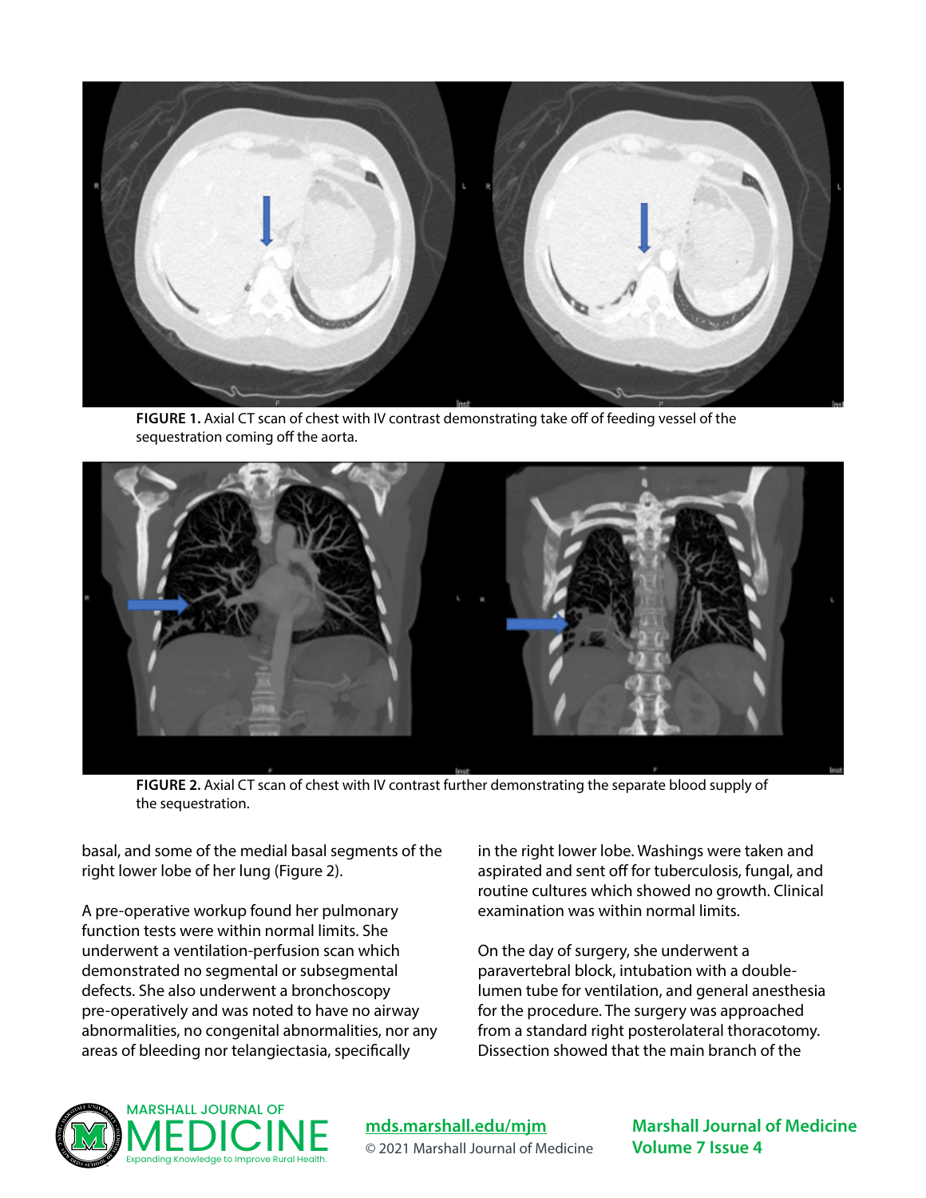FIGURE 1. Axial CT scan of chest with IV contrast demonstrating take off of feeding vessel of the sequestration coming off the aorta.

FIGURE 2. Axial CT scan of chest with IV contrast further demonstrating the separate blood supply of the sequestration.

basal, and some of the medial basal segments of the right lower lobe of her lung (Figure 2).

A pre-operative workup found her pulmonary function tests were within normal limits. She underwent a ventilation-perfusion scan which demonstrated no segmental or subsegmental defects. She also underwent a bronchoscopy pre-operatively and was noted to have no airway abnormalities, no congenital abnormalities, nor any areas of bleeding nor telangiectasia, specifically in the right lower lobe. Washings were taken and aspirated and sent off for tuberculosis, fungal, and routine cultures which showed no growth. Clinical examination was within normal limits.

On the day of surgery, she underwent a paravertebral block, intubation with a double-lumen tube for ventilation, and general anesthesia for the procedure. The surgery was approached from a standard right posterolateral thoracotomy. Dissection showed that the main branch of the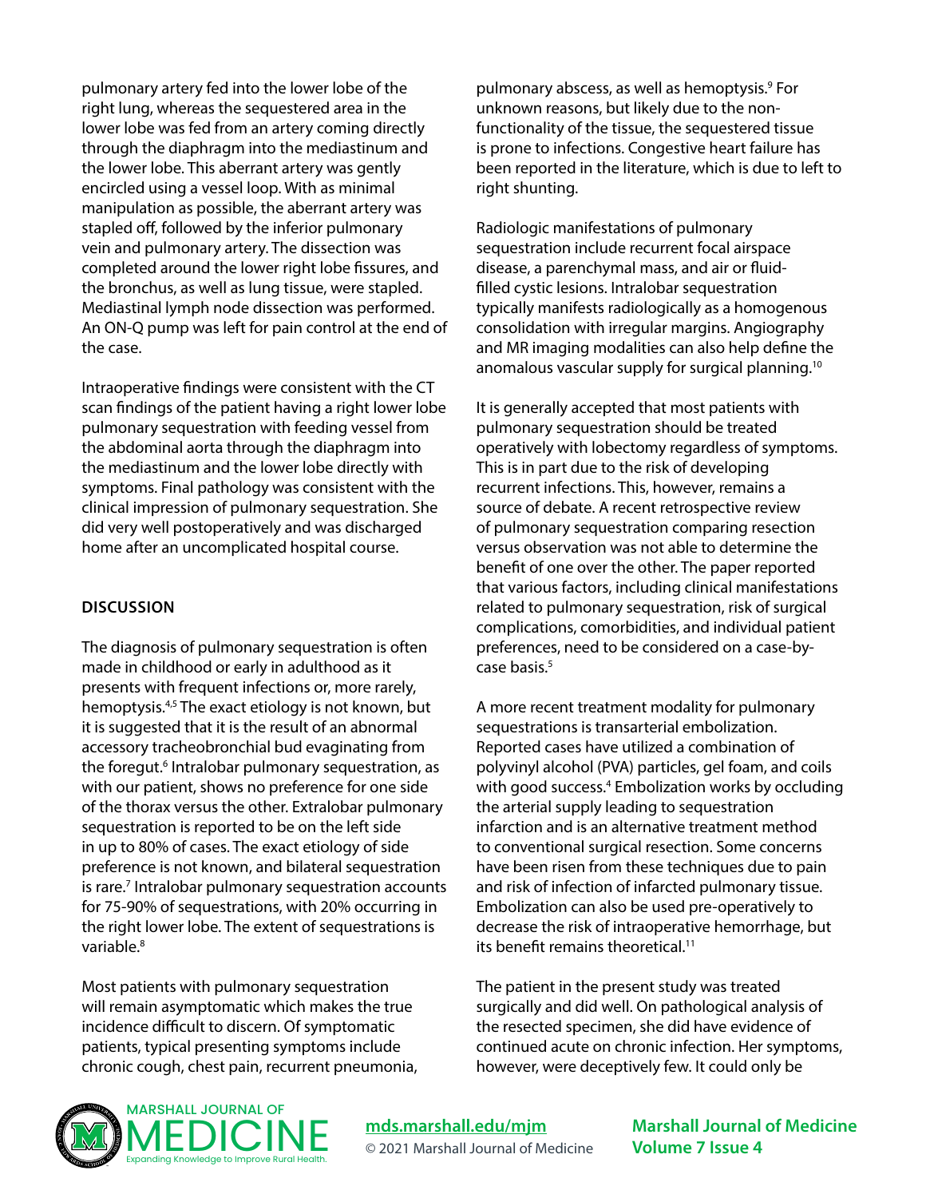pulmonary artery fed into the lower lobe of the right lung, whereas the sequestered area in the lower lobe was fed from an artery coming directly through the diaphragm into the mediastinum and the lower lobe. This aberrant artery was gently encircled using a vessel loop. With as minimal manipulation as possible, the aberrant artery was stapled off, followed by the inferior pulmonary vein and pulmonary artery. The dissection was completed around the lower right lobe fissures, and the bronchus, as well as lung tissue, were stapled. Mediastinal lymph node dissection was performed. An ON-Q pump was left for pain control at the end of the case.

Intraoperative findings were consistent with the CT scan findings of the patient having a right lower lobe pulmonary sequestration with feeding vessel from the abdominal aorta through the diaphragm into the mediastinum and the lower lobe directly with symptoms. Final pathology was consistent with the clinical impression of pulmonary sequestration. She did very well postoperatively and was discharged home after an uncomplicated hospital course.

## DISCUSSION

The diagnosis of pulmonary sequestration is often made in childhood or early in adulthood as it presents with frequent infections or, more rarely, hemoptysis.[4,5] The exact etiology is not known, but it is suggested that it is the result of an abnormal accessory tracheobronchial bud evaginating from the foregut.[6] Intralobar pulmonary sequestration, as with our patient, shows no preference for one side of the thorax versus the other. Extralobar pulmonary sequestration is reported to be on the left side in up to 80% of cases. The exact etiology of side preference is not known, and bilateral sequestration is rare.[7] Intralobar pulmonary sequestration accounts for 75-90% of sequestrations, with 20% occurring in the right lower lobe. The extent of sequestrations is variable.[8]

Most patients with pulmonary sequestration will remain asymptomatic which makes the true incidence difficult to discern. Of symptomatic patients, typical presenting symptoms include chronic cough, chest pain, recurrent pneumonia, pulmonary abscess, as well as hemoptysis.[9] For unknown reasons, but likely due to the non-functionality of the tissue, the sequestered tissue is prone to infections. Congestive heart failure has been reported in the literature, which is due to left to right shunting.

Radiologic manifestations of pulmonary sequestration include recurrent focal airspace disease, a parenchymal mass, and air or fluid-filled cystic lesions. Intralobar sequestration typically manifests radiologically as a homogenous consolidation with irregular margins. Angiography and MR imaging modalities can also help define the anomalous vascular supply for surgical planning.[10]

It is generally accepted that most patients with pulmonary sequestration should be treated operatively with lobectomy regardless of symptoms. This is in part due to the risk of developing recurrent infections. This, however, remains a source of debate. A recent retrospective review of pulmonary sequestration comparing resection versus observation was not able to determine the benefit of one over the other. The paper reported that various factors, including clinical manifestations related to pulmonary sequestration, risk of surgical complications, comorbidities, and individual patient preferences, need to be considered on a case-by-case basis.[5]

A more recent treatment modality for pulmonary sequestrations is transarterial embolization. Reported cases have utilized a combination of polyvinyl alcohol (PVA) particles, gel foam, and coils with good success.[4] Embolization works by occluding the arterial supply leading to sequestration infarction and is an alternative treatment method to conventional surgical resection. Some concerns have been risen from these techniques due to pain and risk of infection of infarcted pulmonary tissue. Embolization can also be used pre-operatively to decrease the risk of intraoperative hemorrhage, but its benefit remains theoretical.[11]

The patient in the present study was treated surgically and did well. On pathological analysis of the resected specimen, she did have evidence of continued acute on chronic infection. Her symptoms, however, were deceptively few. It could only be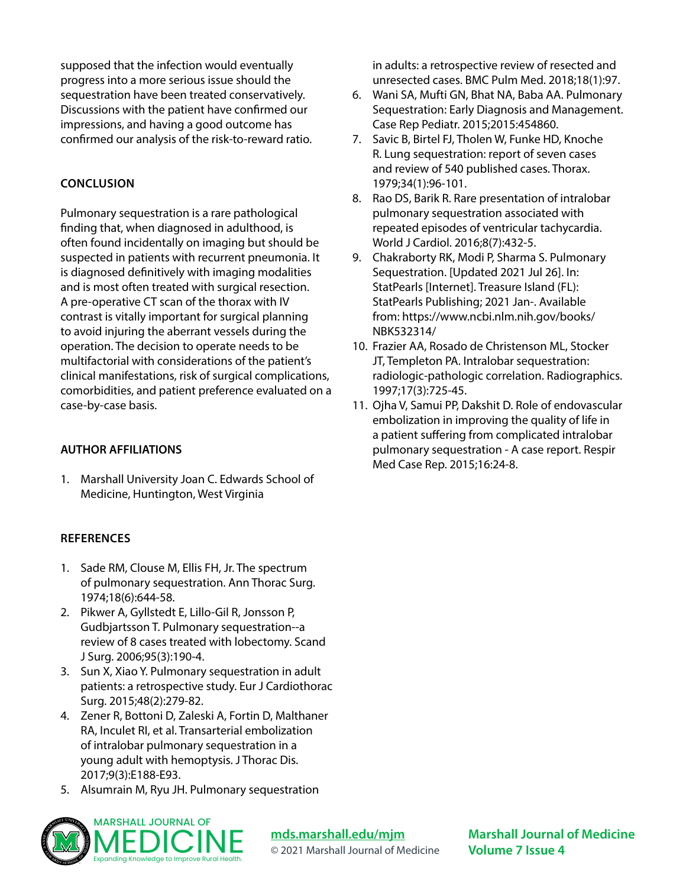supposed that the infection would eventually progress into a more serious issue should the sequestration have been treated conservatively. Discussions with the patient have confirmed our impressions, and having a good outcome has confirmed our analysis of the risk-to-reward ratio.

## CONCLUSION

Pulmonary sequestration is a rare pathological finding that, when diagnosed in adulthood, is often found incidentally on imaging but should be suspected in patients with recurrent pneumonia. It is diagnosed definitively with imaging modalities and is most often treated with surgical resection. A pre-operative CT scan of the thorax with IV contrast is vitally important for surgical planning to avoid injuring the aberrant vessels during the operation. The decision to operate needs to be multifactorial with considerations of the patient's clinical manifestations, risk of surgical complications, comorbidities, and patient preference evaluated on a case-by-case basis.

## AUTHOR AFFILIATIONS

1. Marshall University Joan C. Edwards School of Medicine, Huntington, West Virginia

## REFERENCES

1. Sade RM, Clouse M, Ellis FH, Jr. The spectrum of pulmonary sequestration. Ann Thorac Surg. 1974;18(6):644-58.
2. Pikwer A, Gyllstedt E, Lillo-Gil R, Jonsson P, Gudbjartsson T. Pulmonary sequestration--a review of 8 cases treated with lobectomy. Scand J Surg. 2006;95(3):190-4.
3. Sun X, Xiao Y. Pulmonary sequestration in adult patients: a retrospective study. Eur J Cardiothorac Surg. 2015;48(2):279-82.
4. Zener R, Bottoni D, Zaleski A, Fortin D, Malthaner RA, Inculet RI, et al. Transarterial embolization of intralobar pulmonary sequestration in a young adult with hemoptysis. J Thorac Dis. 2017;9(3):E188-E93.
5. Alsumrain M, Ryu JH. Pulmonary sequestration in adults: a retrospective review of resected and unresected cases. BMC Pulm Med. 2018;18(1):97.
6. Wani SA, Mufti GN, Bhat NA, Baba AA. Pulmonary Sequestration: Early Diagnosis and Management. Case Rep Pediatr. 2015;2015:454860.
7. Savic B, Birtel FJ, Tholen W, Funke HD, Knoche R. Lung sequestration: report of seven cases and review of 540 published cases. Thorax. 1979;34(1):96-101.
8. Rao DS, Barik R. Rare presentation of intralobar pulmonary sequestration associated with repeated episodes of ventricular tachycardia. World J Cardiol. 2016;8(7):432-5.
9. Chakraborty RK, Modi P, Sharma S. Pulmonary Sequestration. [Updated 2021 Jul 26]. In: StatPearls [Internet]. Treasure Island (FL): StatPearls Publishing; 2021 Jan-. Available from: https://www.ncbi.nlm.nih.gov/books/NBK532314/
10. Frazier AA, Rosado de Christenson ML, Stocker JT, Templeton PA. Intralobar sequestration: radiologic-pathologic correlation. Radiographics. 1997;17(3):725-45.
11. Ojha V, Samui PP, Dakshit D. Role of endovascular embolization in improving the quality of life in a patient suffering from complicated intralobar pulmonary sequestration - A case report. Respir Med Case Rep. 2015;16:24-8.